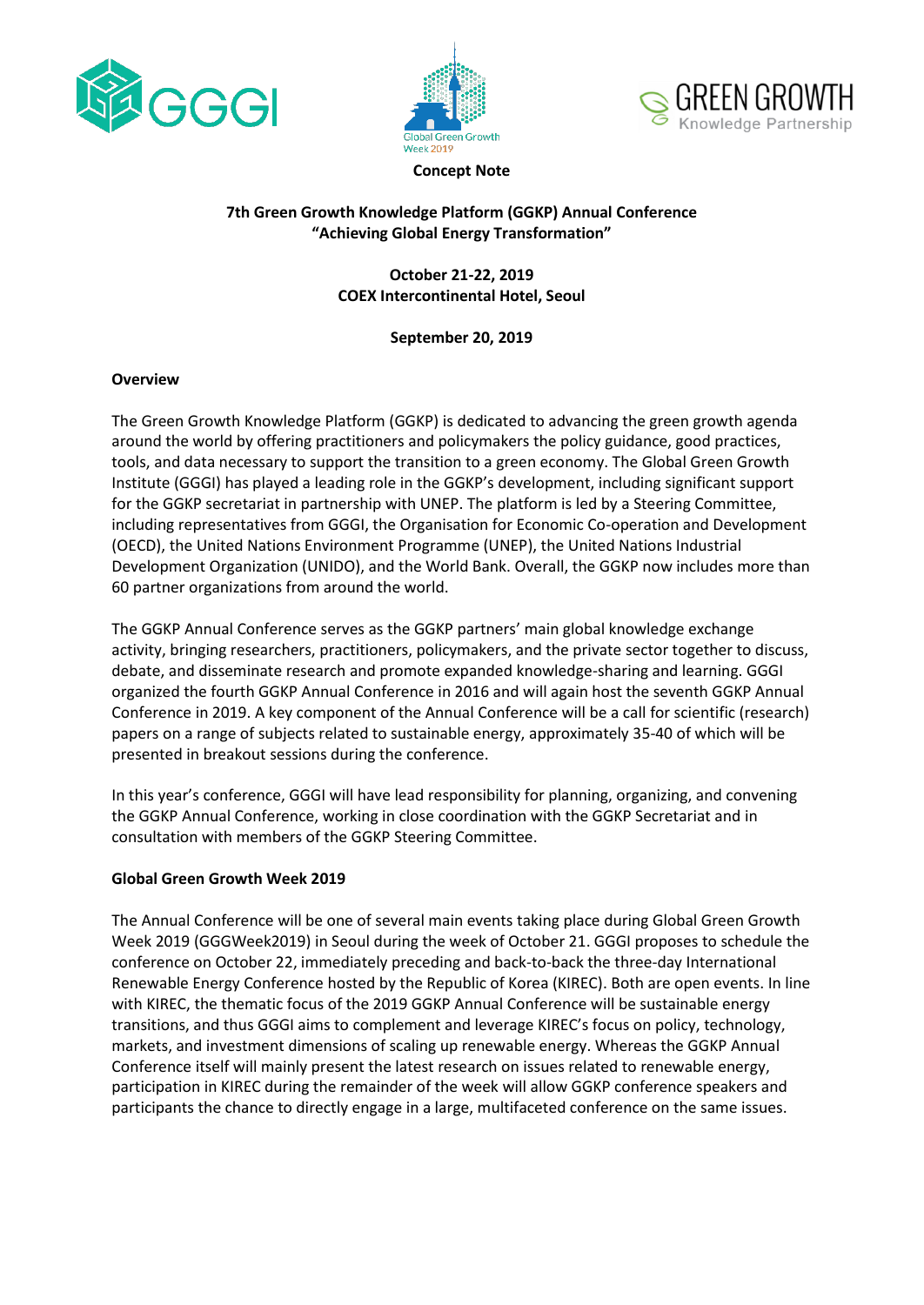**Concept Note**

**7th Green Growth Knowledge Platform (GGKP) Annual Conference**
**"Achieving Global Energy Transformation"**

**October 21-22, 2019**
**COEX Intercontinental Hotel, Seoul**

**September 20, 2019**

## Overview

The Green Growth Knowledge Platform (GGKP) is dedicated to advancing the green growth agenda around the world by offering practitioners and policymakers the policy guidance, good practices, tools, and data necessary to support the transition to a green economy. The Global Green Growth Institute (GGGI) has played a leading role in the GGKP's development, including significant support for the GGKP secretariat in partnership with UNEP. The platform is led by a Steering Committee, including representatives from GGGI, the Organisation for Economic Co-operation and Development (OECD), the United Nations Environment Programme (UNEP), the United Nations Industrial Development Organization (UNIDO), and the World Bank. Overall, the GGKP now includes more than 60 partner organizations from around the world.

The GGKP Annual Conference serves as the GGKP partners' main global knowledge exchange activity, bringing researchers, practitioners, policymakers, and the private sector together to discuss, debate, and disseminate research and promote expanded knowledge-sharing and learning. GGGI organized the fourth GGKP Annual Conference in 2016 and will again host the seventh GGKP Annual Conference in 2019. A key component of the Annual Conference will be a call for scientific (research) papers on a range of subjects related to sustainable energy, approximately 35-40 of which will be presented in breakout sessions during the conference.

In this year's conference, GGGI will have lead responsibility for planning, organizing, and convening the GGKP Annual Conference, working in close coordination with the GGKP Secretariat and in consultation with members of the GGKP Steering Committee.

## Global Green Growth Week 2019

The Annual Conference will be one of several main events taking place during Global Green Growth Week 2019 (GGGWeek2019) in Seoul during the week of October 21. GGGI proposes to schedule the conference on October 22, immediately preceding and back-to-back the three-day International Renewable Energy Conference hosted by the Republic of Korea (KIREC). Both are open events. In line with KIREC, the thematic focus of the 2019 GGKP Annual Conference will be sustainable energy transitions, and thus GGGI aims to complement and leverage KIREC's focus on policy, technology, markets, and investment dimensions of scaling up renewable energy. Whereas the GGKP Annual Conference itself will mainly present the latest research on issues related to renewable energy, participation in KIREC during the remainder of the week will allow GGKP conference speakers and participants the chance to directly engage in a large, multifaceted conference on the same issues.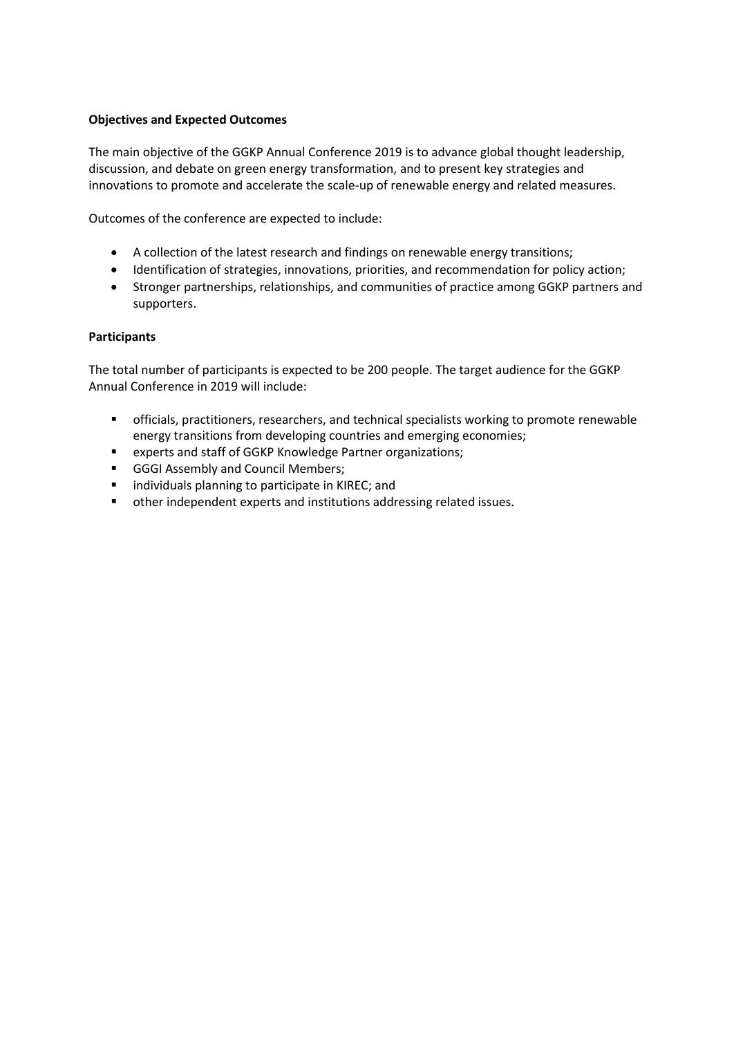**Objectives and Expected Outcomes**

The main objective of the GGKP Annual Conference 2019 is to advance global thought leadership, discussion, and debate on green energy transformation, and to present key strategies and innovations to promote and accelerate the scale-up of renewable energy and related measures.

Outcomes of the conference are expected to include:

- A collection of the latest research and findings on renewable energy transitions;
- Identification of strategies, innovations, priorities, and recommendation for policy action;
- Stronger partnerships, relationships, and communities of practice among GGKP partners and supporters.

**Participants**

The total number of participants is expected to be 200 people. The target audience for the GGKP Annual Conference in 2019 will include:

- officials, practitioners, researchers, and technical specialists working to promote renewable energy transitions from developing countries and emerging economies;
- experts and staff of GGKP Knowledge Partner organizations;
- GGGI Assembly and Council Members;
- individuals planning to participate in KIREC; and
- other independent experts and institutions addressing related issues.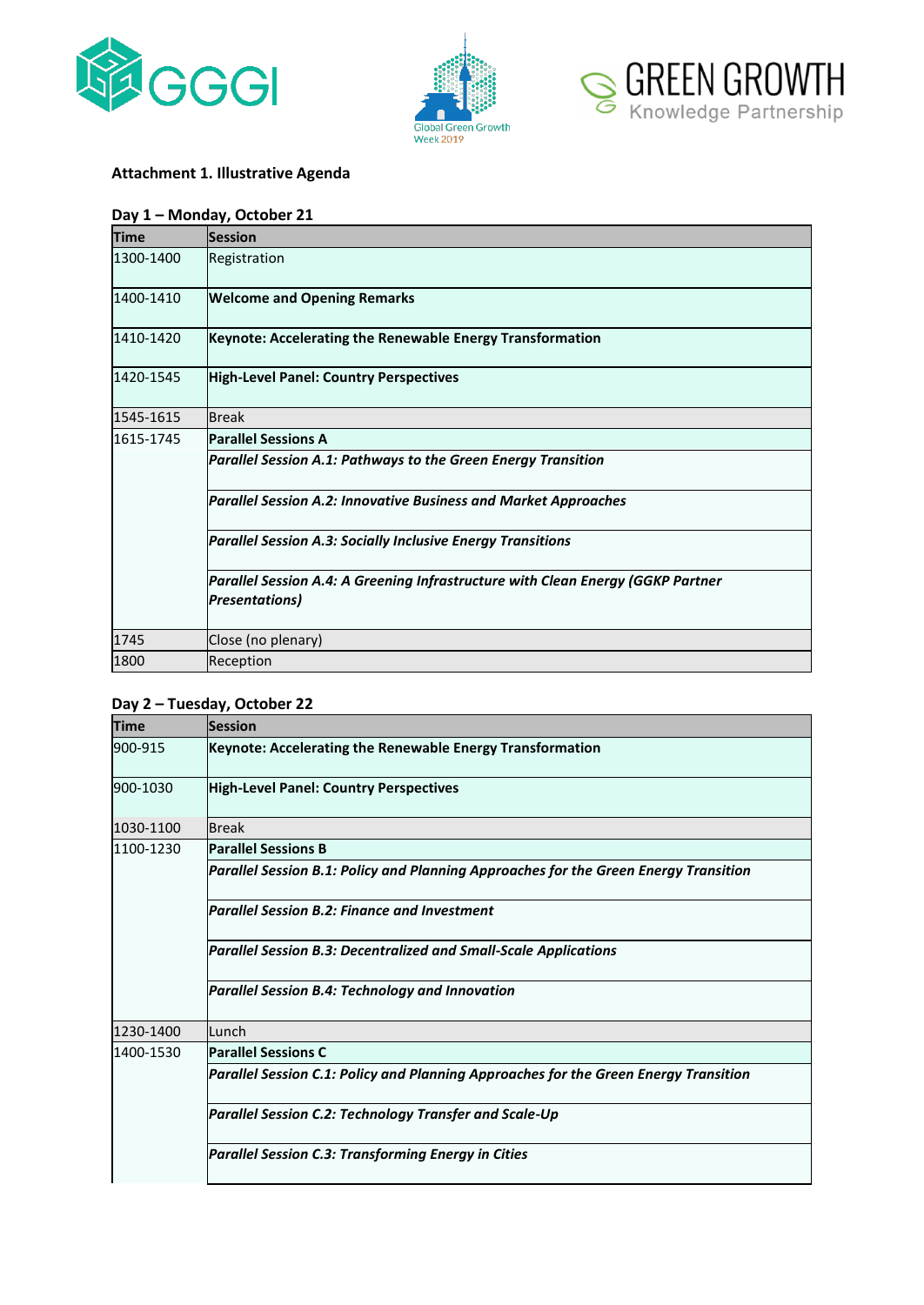**Attachment 1. Illustrative Agenda**

**Day 1 – Monday, October 21**

| Time | Session |
|---|---|
| 1300-1400 | Registration |
| 1400-1410 | **Welcome and Opening Remarks** |
| 1410-1420 | **Keynote: Accelerating the Renewable Energy Transformation** |
| 1420-1545 | **High-Level Panel: Country Perspectives** |
| 1545-1615 | Break |
| 1615-1745 | **Parallel Sessions A** |
| | ***Parallel Session A.1: Pathways to the Green Energy Transition*** |
| | ***Parallel Session A.2: Innovative Business and Market Approaches*** |
| | ***Parallel Session A.3: Socially Inclusive Energy Transitions*** |
| | ***Parallel Session A.4: A Greening Infrastructure with Clean Energy (GGKP Partner Presentations)*** |
| 1745 | Close (no plenary) |
| 1800 | Reception |

**Day 2 – Tuesday, October 22**

| Time | Session |
|---|---|
| 900-915 | **Keynote: Accelerating the Renewable Energy Transformation** |
| 900-1030 | **High-Level Panel: Country Perspectives** |
| 1030-1100 | Break |
| 1100-1230 | **Parallel Sessions B** |
| | ***Parallel Session B.1: Policy and Planning Approaches for the Green Energy Transition*** |
| | ***Parallel Session B.2: Finance and Investment*** |
| | ***Parallel Session B.3: Decentralized and Small-Scale Applications*** |
| | ***Parallel Session B.4: Technology and Innovation*** |
| 1230-1400 | Lunch |
| 1400-1530 | **Parallel Sessions C** |
| | ***Parallel Session C.1: Policy and Planning Approaches for the Green Energy Transition*** |
| | ***Parallel Session C.2: Technology Transfer and Scale-Up*** |
| | ***Parallel Session C.3: Transforming Energy in Cities*** |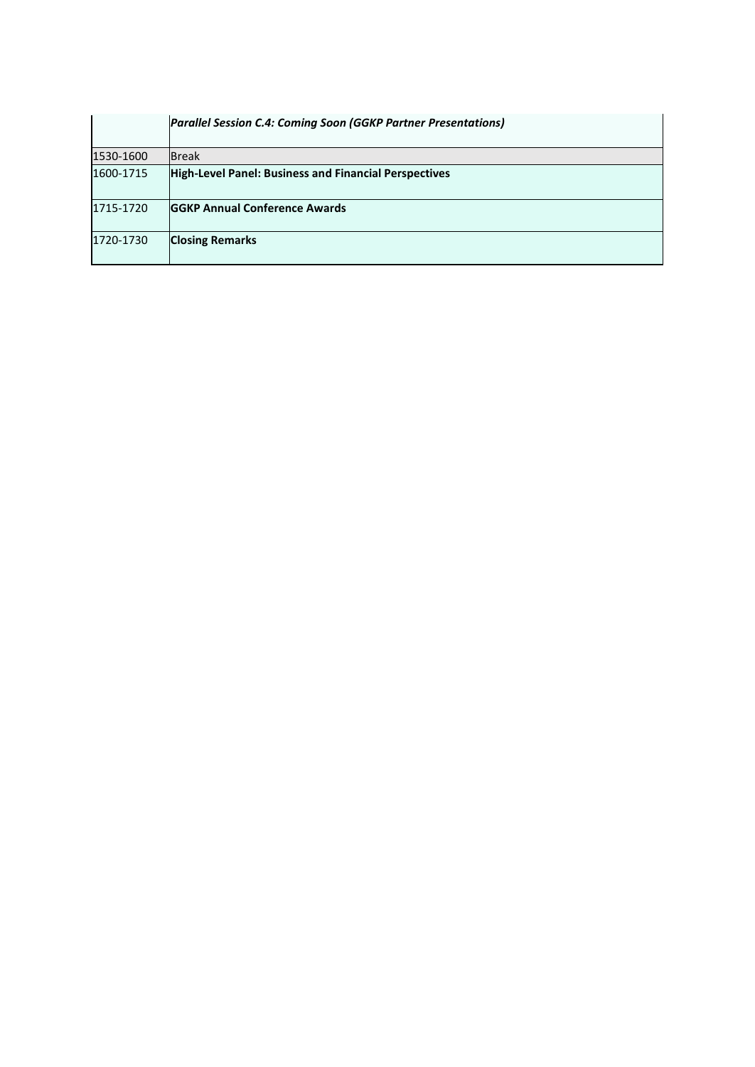| | |
|---|---|
| | ***Parallel Session C.4: Coming Soon (GGKP Partner Presentations)*** |
| 1530-1600 | Break |
| 1600-1715 | **High-Level Panel: Business and Financial Perspectives** |
| 1715-1720 | **GGKP Annual Conference Awards** |
| 1720-1730 | **Closing Remarks** |